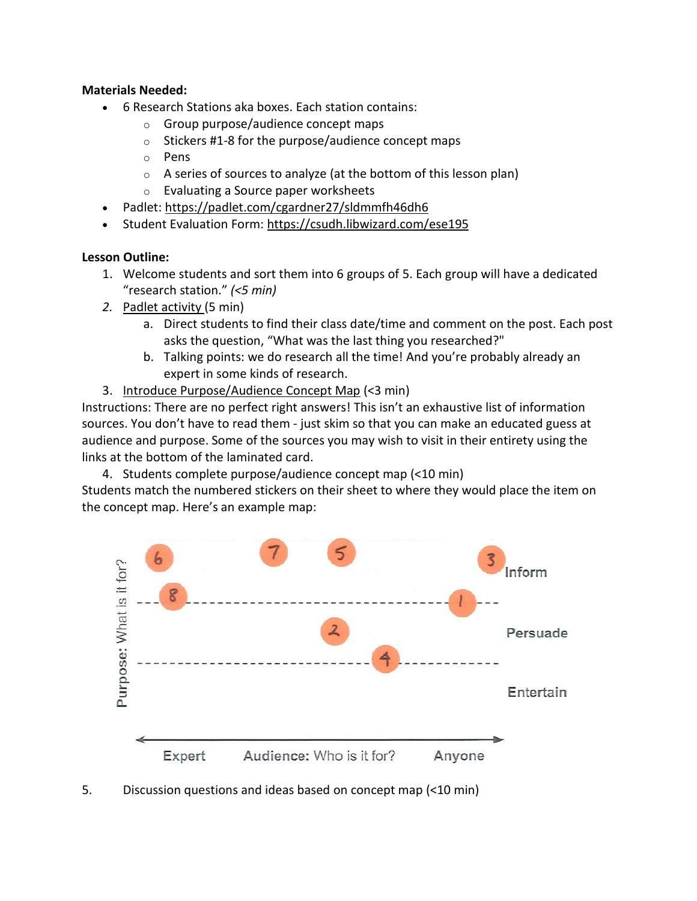**Materials Needed:**

- 6 Research Stations aka boxes. Each station contains:
  - Group purpose/audience concept maps
  - Stickers #1-8 for the purpose/audience concept maps
  - Pens
  - A series of sources to analyze (at the bottom of this lesson plan)
  - Evaluating a Source paper worksheets
- Padlet: https://padlet.com/cgardner27/sldmmfh46dh6
- Student Evaluation Form: https://csudh.libwizard.com/ese195

**Lesson Outline:**

1. Welcome students and sort them into 6 groups of 5. Each group will have a dedicated "research station." *(<5 min)*
2. Padlet activity (5 min)
   a. Direct students to find their class date/time and comment on the post. Each post asks the question, "What was the last thing you researched?"
   b. Talking points: we do research all the time! And you're probably already an expert in some kinds of research.
3. Introduce Purpose/Audience Concept Map (<3 min)

Instructions: There are no perfect right answers! This isn't an exhaustive list of information sources. You don't have to read them - just skim so that you can make an educated guess at audience and purpose. Some of the sources you may wish to visit in their entirety using the links at the bottom of the laminated card.

4. Students complete purpose/audience concept map (<10 min)

Students match the numbered stickers on their sheet to where they would place the item on the concept map. Here's an example map:

Purpose: What is it for? — Inform / Persuade / Entertain

Audience: Who is it for? — Expert ↔ Anyone

5. Discussion questions and ideas based on concept map (<10 min)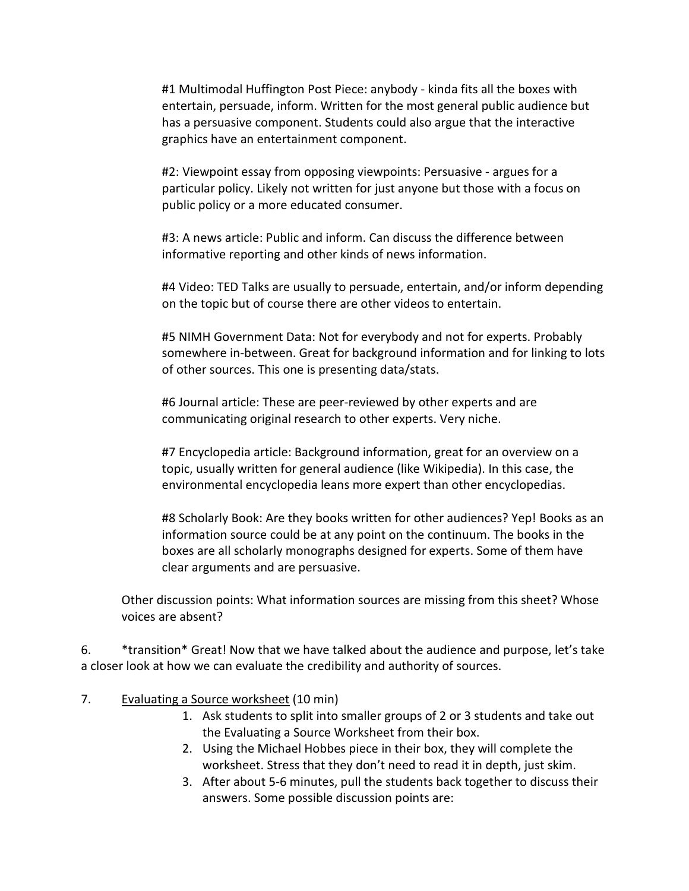#1 Multimodal Huffington Post Piece: anybody - kinda fits all the boxes with entertain, persuade, inform. Written for the most general public audience but has a persuasive component. Students could also argue that the interactive graphics have an entertainment component.

#2: Viewpoint essay from opposing viewpoints: Persuasive - argues for a particular policy. Likely not written for just anyone but those with a focus on public policy or a more educated consumer.

#3: A news article: Public and inform. Can discuss the difference between informative reporting and other kinds of news information.

#4 Video: TED Talks are usually to persuade, entertain, and/or inform depending on the topic but of course there are other videos to entertain.

#5 NIMH Government Data: Not for everybody and not for experts. Probably somewhere in-between. Great for background information and for linking to lots of other sources. This one is presenting data/stats.

#6 Journal article: These are peer-reviewed by other experts and are communicating original research to other experts. Very niche.

#7 Encyclopedia article: Background information, great for an overview on a topic, usually written for general audience (like Wikipedia). In this case, the environmental encyclopedia leans more expert than other encyclopedias.

#8 Scholarly Book: Are they books written for other audiences? Yep! Books as an information source could be at any point on the continuum. The books in the boxes are all scholarly monographs designed for experts. Some of them have clear arguments and are persuasive.

Other discussion points: What information sources are missing from this sheet? Whose voices are absent?

6. *transition* Great! Now that we have talked about the audience and purpose, let's take a closer look at how we can evaluate the credibility and authority of sources.

7. Evaluating a Source worksheet (10 min)
   1. Ask students to split into smaller groups of 2 or 3 students and take out the Evaluating a Source Worksheet from their box.
   2. Using the Michael Hobbes piece in their box, they will complete the worksheet. Stress that they don't need to read it in depth, just skim.
   3. After about 5-6 minutes, pull the students back together to discuss their answers. Some possible discussion points are: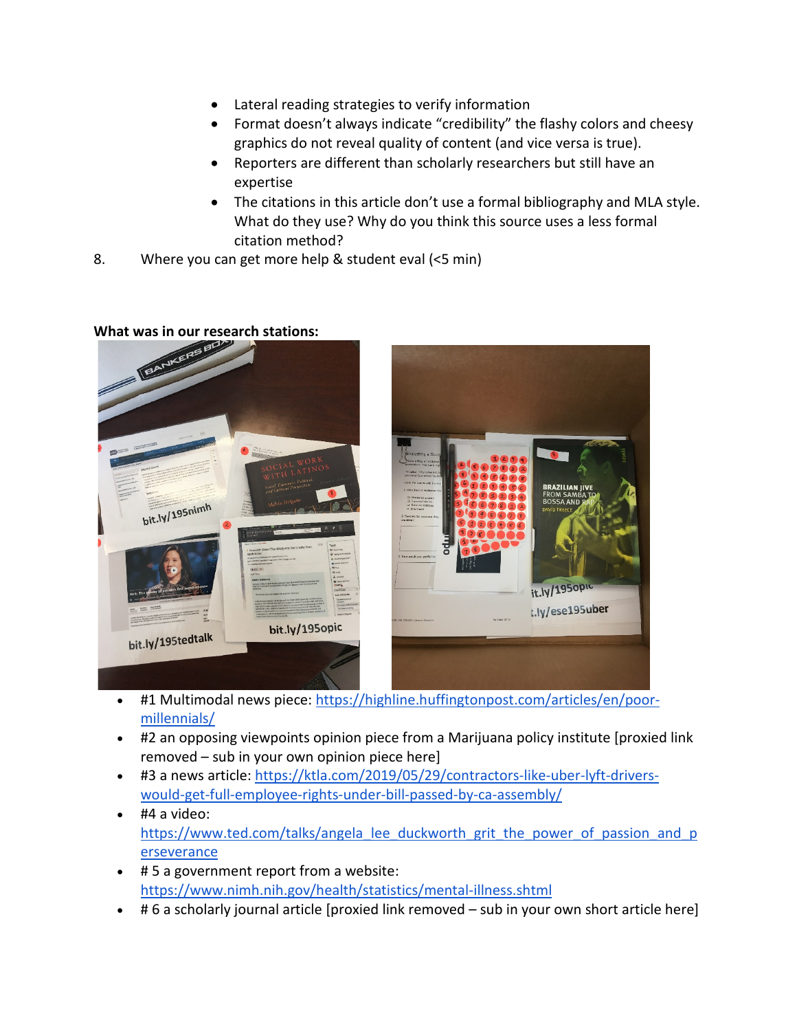- Lateral reading strategies to verify information
- Format doesn't always indicate "credibility" the flashy colors and cheesy graphics do not reveal quality of content (and vice versa is true).
- Reporters are different than scholarly researchers but still have an expertise
- The citations in this article don't use a formal bibliography and MLA style. What do they use? Why do you think this source uses a less formal citation method?

8. Where you can get more help & student eval (<5 min)

**What was in our research stations:**

- #1 Multimodal news piece: https://highline.huffingtonpost.com/articles/en/poor-millennials/
- #2 an opposing viewpoints opinion piece from a Marijuana policy institute [proxied link removed – sub in your own opinion piece here]
- #3 a news article: https://ktla.com/2019/05/29/contractors-like-uber-lyft-drivers-would-get-full-employee-rights-under-bill-passed-by-ca-assembly/
- #4 a video: https://www.ted.com/talks/angela_lee_duckworth_grit_the_power_of_passion_and_perseverance
- # 5 a government report from a website: https://www.nimh.nih.gov/health/statistics/mental-illness.shtml
- # 6 a scholarly journal article [proxied link removed – sub in your own short article here]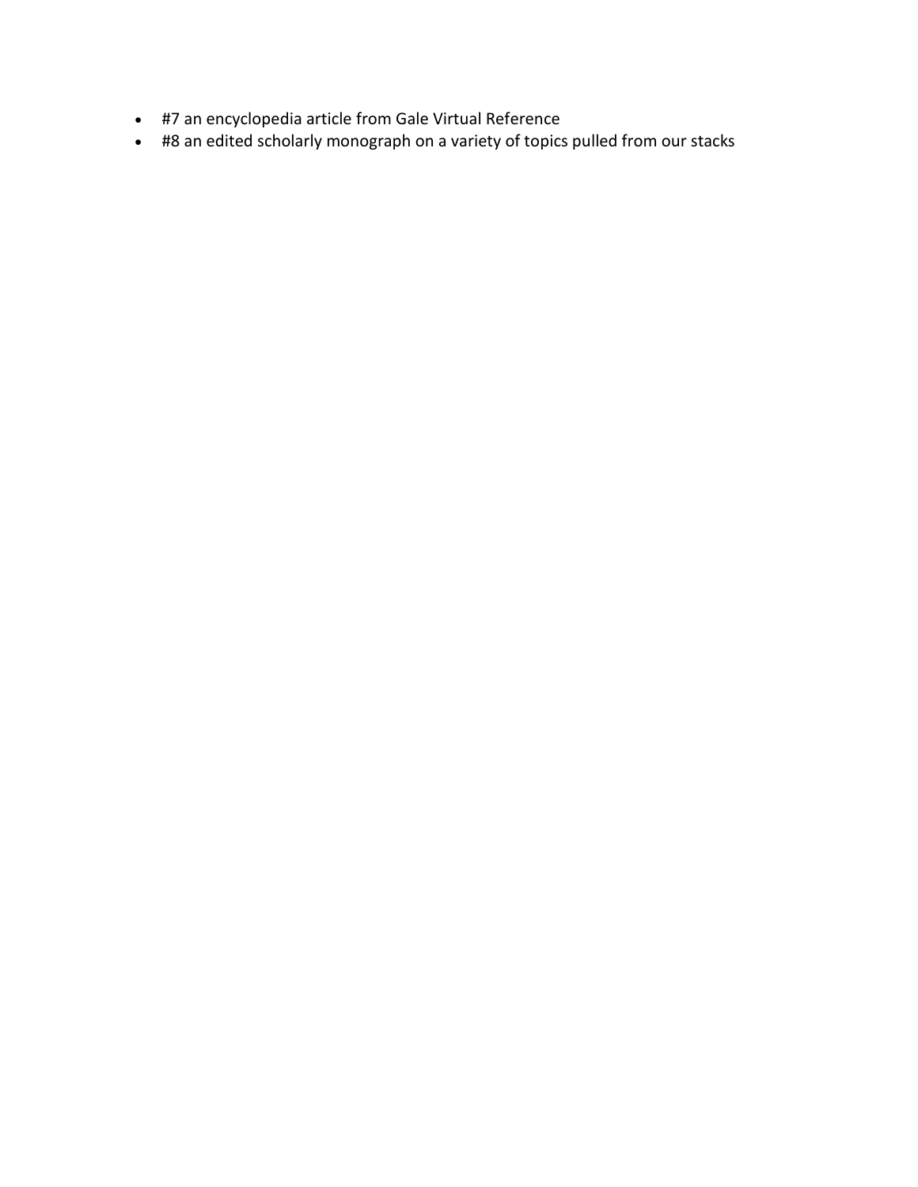- #7 an encyclopedia article from Gale Virtual Reference
- #8 an edited scholarly monograph on a variety of topics pulled from our stacks